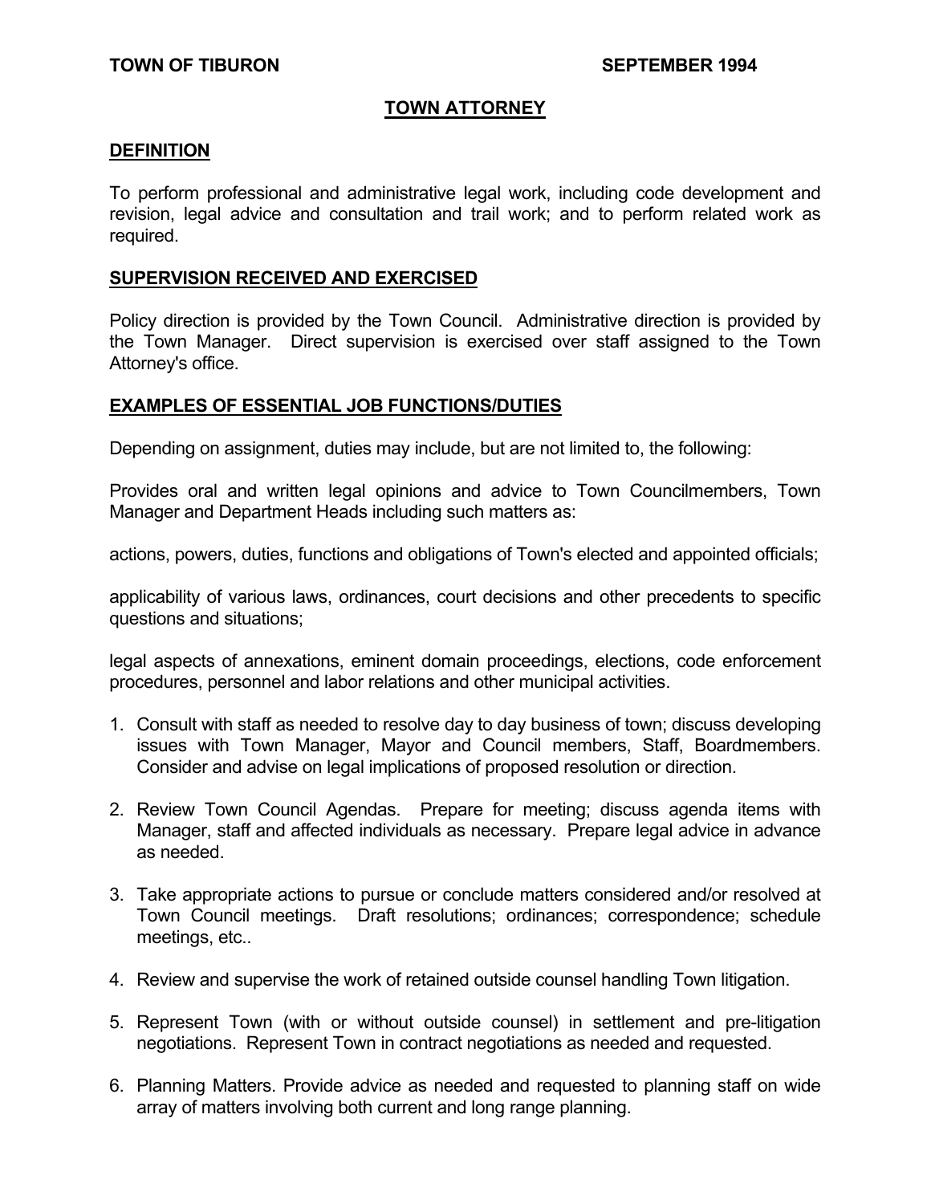**TOWN OF TIBURON** **SEPTEMBER 1994**

# TOWN ATTORNEY

## DEFINITION

To perform professional and administrative legal work, including code development and revision, legal advice and consultation and trail work; and to perform related work as required.

## SUPERVISION RECEIVED AND EXERCISED

Policy direction is provided by the Town Council. Administrative direction is provided by the Town Manager. Direct supervision is exercised over staff assigned to the Town Attorney's office.

## EXAMPLES OF ESSENTIAL JOB FUNCTIONS/DUTIES

Depending on assignment, duties may include, but are not limited to, the following:

Provides oral and written legal opinions and advice to Town Councilmembers, Town Manager and Department Heads including such matters as:

actions, powers, duties, functions and obligations of Town's elected and appointed officials;

applicability of various laws, ordinances, court decisions and other precedents to specific questions and situations;

legal aspects of annexations, eminent domain proceedings, elections, code enforcement procedures, personnel and labor relations and other municipal activities.

1. Consult with staff as needed to resolve day to day business of town; discuss developing issues with Town Manager, Mayor and Council members, Staff, Boardmembers. Consider and advise on legal implications of proposed resolution or direction.

2. Review Town Council Agendas. Prepare for meeting; discuss agenda items with Manager, staff and affected individuals as necessary. Prepare legal advice in advance as needed.

3. Take appropriate actions to pursue or conclude matters considered and/or resolved at Town Council meetings. Draft resolutions; ordinances; correspondence; schedule meetings, etc..

4. Review and supervise the work of retained outside counsel handling Town litigation.

5. Represent Town (with or without outside counsel) in settlement and pre-litigation negotiations. Represent Town in contract negotiations as needed and requested.

6. Planning Matters. Provide advice as needed and requested to planning staff on wide array of matters involving both current and long range planning.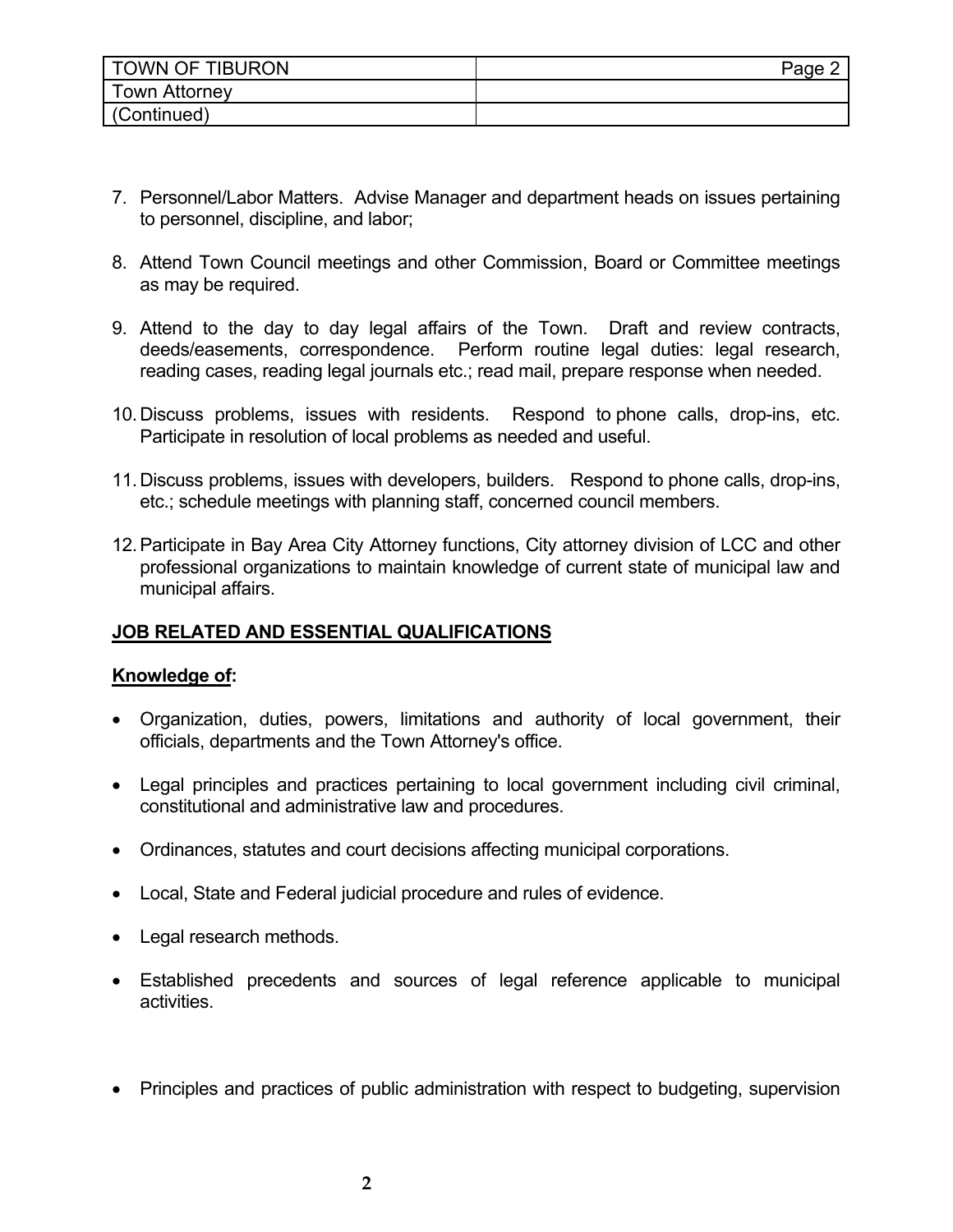7. Personnel/Labor Matters. Advise Manager and department heads on issues pertaining to personnel, discipline, and labor;

8. Attend Town Council meetings and other Commission, Board or Committee meetings as may be required.

9. Attend to the day to day legal affairs of the Town. Draft and review contracts, deeds/easements, correspondence. Perform routine legal duties: legal research, reading cases, reading legal journals etc.; read mail, prepare response when needed.

10. Discuss problems, issues with residents. Respond to phone calls, drop-ins, etc. Participate in resolution of local problems as needed and useful.

11. Discuss problems, issues with developers, builders. Respond to phone calls, drop-ins, etc.; schedule meetings with planning staff, concerned council members.

12. Participate in Bay Area City Attorney functions, City attorney division of LCC and other professional organizations to maintain knowledge of current state of municipal law and municipal affairs.

**JOB RELATED AND ESSENTIAL QUALIFICATIONS**

**Knowledge of:**

- Organization, duties, powers, limitations and authority of local government, their officials, departments and the Town Attorney's office.
- Legal principles and practices pertaining to local government including civil criminal, constitutional and administrative law and procedures.
- Ordinances, statutes and court decisions affecting municipal corporations.
- Local, State and Federal judicial procedure and rules of evidence.
- Legal research methods.
- Established precedents and sources of legal reference applicable to municipal activities.
- Principles and practices of public administration with respect to budgeting, supervision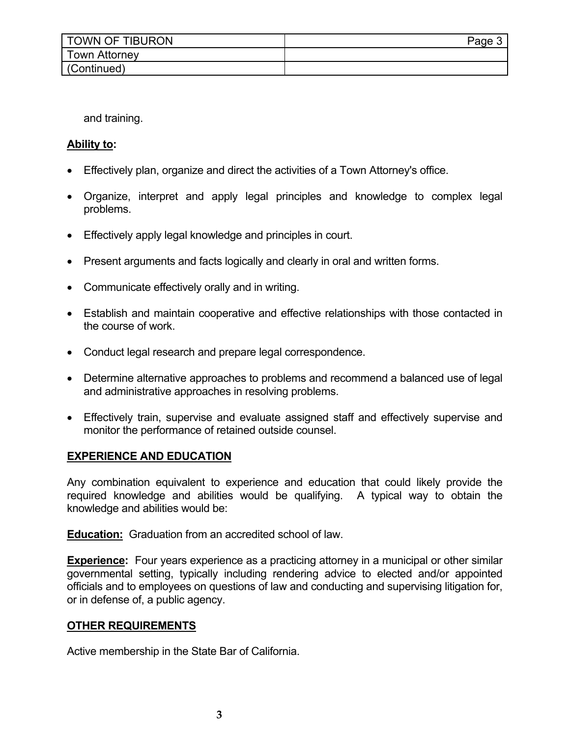and training.

**Ability to:**

- Effectively plan, organize and direct the activities of a Town Attorney's office.
- Organize, interpret and apply legal principles and knowledge to complex legal problems.
- Effectively apply legal knowledge and principles in court.
- Present arguments and facts logically and clearly in oral and written forms.
- Communicate effectively orally and in writing.
- Establish and maintain cooperative and effective relationships with those contacted in the course of work.
- Conduct legal research and prepare legal correspondence.
- Determine alternative approaches to problems and recommend a balanced use of legal and administrative approaches in resolving problems.
- Effectively train, supervise and evaluate assigned staff and effectively supervise and monitor the performance of retained outside counsel.

## EXPERIENCE AND EDUCATION

Any combination equivalent to experience and education that could likely provide the required knowledge and abilities would be qualifying. A typical way to obtain the knowledge and abilities would be:

**Education:** Graduation from an accredited school of law.

**Experience:** Four years experience as a practicing attorney in a municipal or other similar governmental setting, typically including rendering advice to elected and/or appointed officials and to employees on questions of law and conducting and supervising litigation for, or in defense of, a public agency.

## OTHER REQUIREMENTS

Active membership in the State Bar of California.